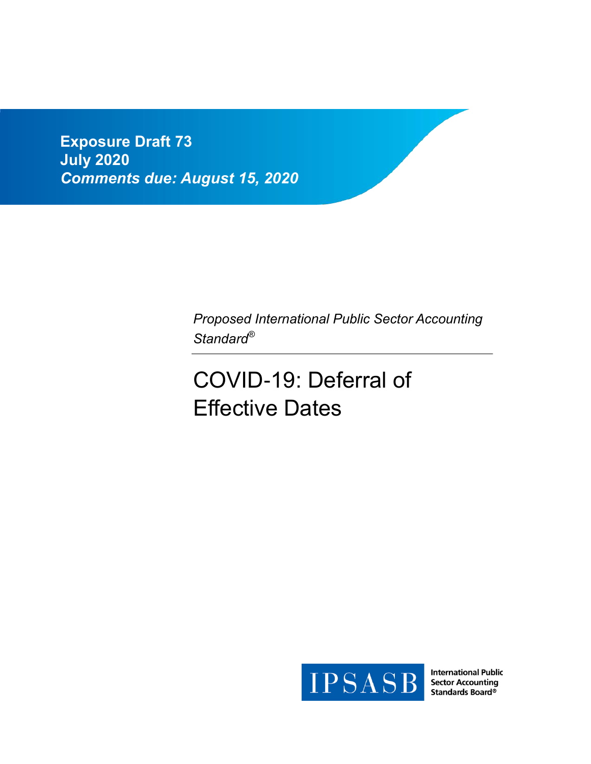**Exposure Draft 73**
**July 2020**
***Comments due: August 15, 2020***

*Proposed International Public Sector Accounting Standard®*

# COVID-19: Deferral of Effective Dates

IPSASB International Public Sector Accounting Standards Board®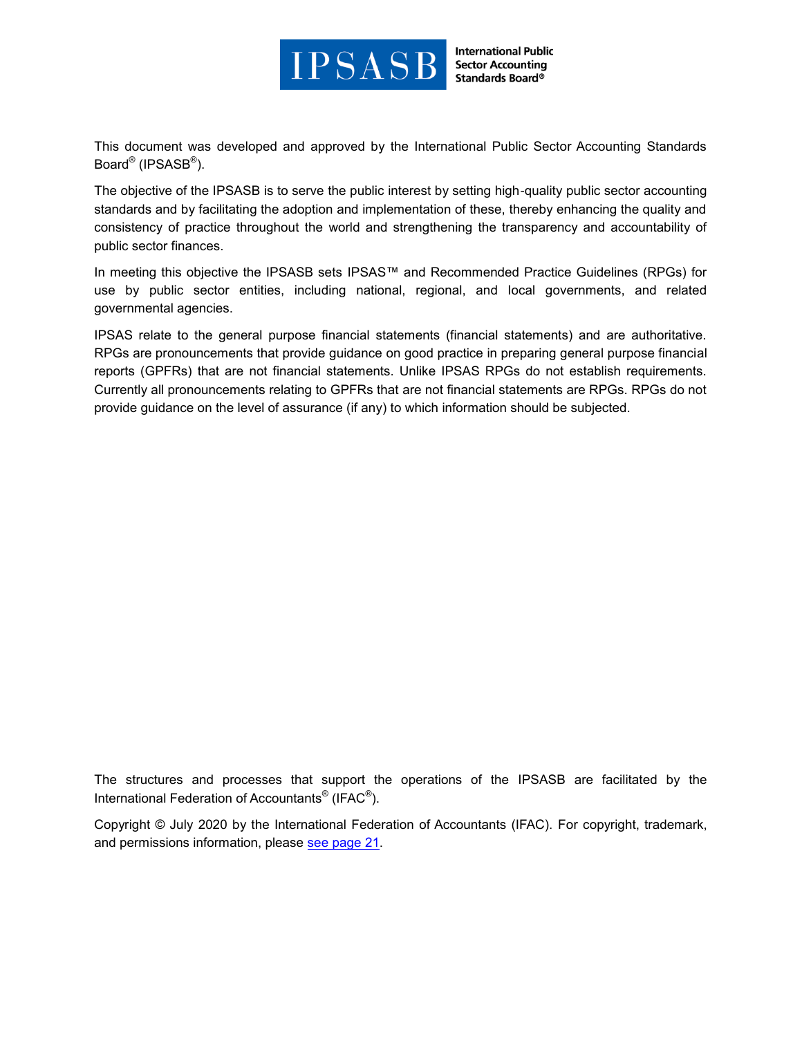This document was developed and approved by the International Public Sector Accounting Standards Board® (IPSASB®).

The objective of the IPSASB is to serve the public interest by setting high-quality public sector accounting standards and by facilitating the adoption and implementation of these, thereby enhancing the quality and consistency of practice throughout the world and strengthening the transparency and accountability of public sector finances.

In meeting this objective the IPSASB sets IPSAS™ and Recommended Practice Guidelines (RPGs) for use by public sector entities, including national, regional, and local governments, and related governmental agencies.

IPSAS relate to the general purpose financial statements (financial statements) and are authoritative. RPGs are pronouncements that provide guidance on good practice in preparing general purpose financial reports (GPFRs) that are not financial statements. Unlike IPSAS RPGs do not establish requirements. Currently all pronouncements relating to GPFRs that are not financial statements are RPGs. RPGs do not provide guidance on the level of assurance (if any) to which information should be subjected.

The structures and processes that support the operations of the IPSASB are facilitated by the International Federation of Accountants® (IFAC®).

Copyright © July 2020 by the International Federation of Accountants (IFAC). For copyright, trademark, and permissions information, please see page 21.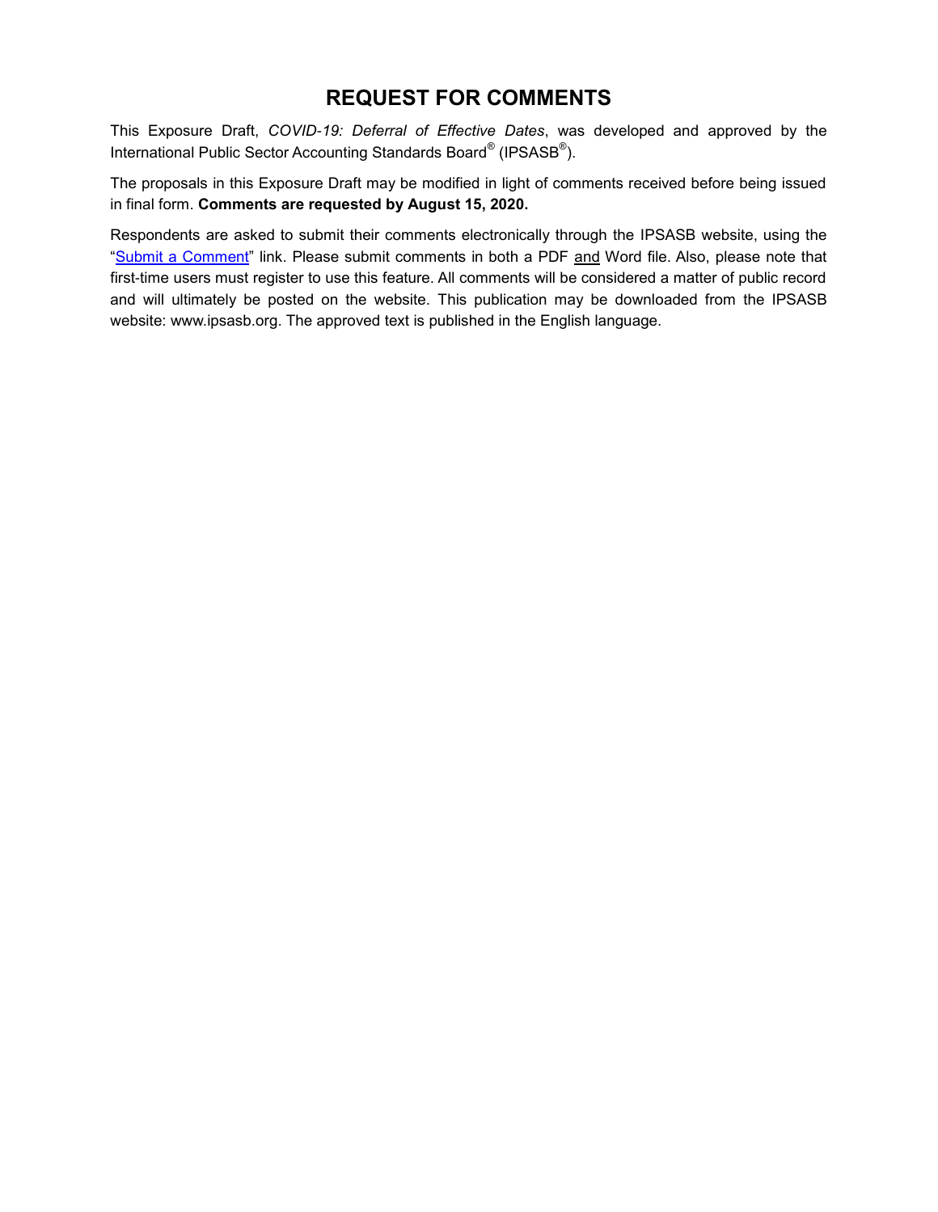# REQUEST FOR COMMENTS

This Exposure Draft, *COVID-19: Deferral of Effective Dates*, was developed and approved by the International Public Sector Accounting Standards Board® (IPSASB®).

The proposals in this Exposure Draft may be modified in light of comments received before being issued in final form. **Comments are requested by August 15, 2020.**

Respondents are asked to submit their comments electronically through the IPSASB website, using the "Submit a Comment" link. Please submit comments in both a PDF and Word file. Also, please note that first-time users must register to use this feature. All comments will be considered a matter of public record and will ultimately be posted on the website. This publication may be downloaded from the IPSASB website: www.ipsasb.org. The approved text is published in the English language.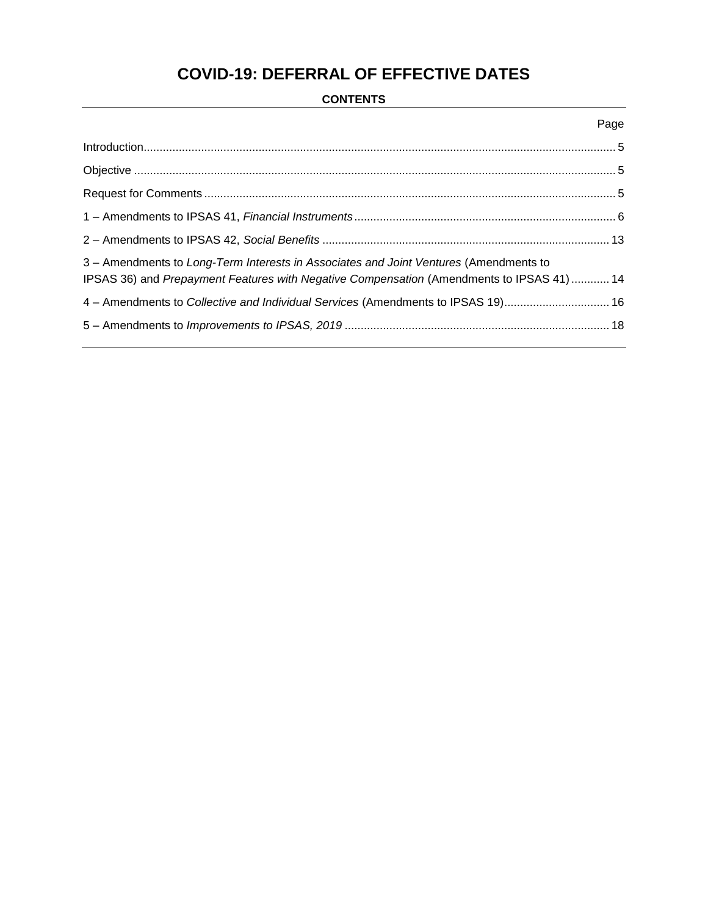# COVID-19: DEFERRAL OF EFFECTIVE DATES

**CONTENTS**

| | Page |
|---|---|
| Introduction | 5 |
| Objective | 5 |
| Request for Comments | 5 |
| 1 – Amendments to IPSAS 41, *Financial Instruments* | 6 |
| 2 – Amendments to IPSAS 42, *Social Benefits* | 13 |
| 3 – Amendments to *Long-Term Interests in Associates and Joint Ventures* (Amendments to IPSAS 36) and *Prepayment Features with Negative Compensation* (Amendments to IPSAS 41) | 14 |
| 4 – Amendments to *Collective and Individual Services* (Amendments to IPSAS 19) | 16 |
| 5 – Amendments to *Improvements to IPSAS, 2019* | 18 |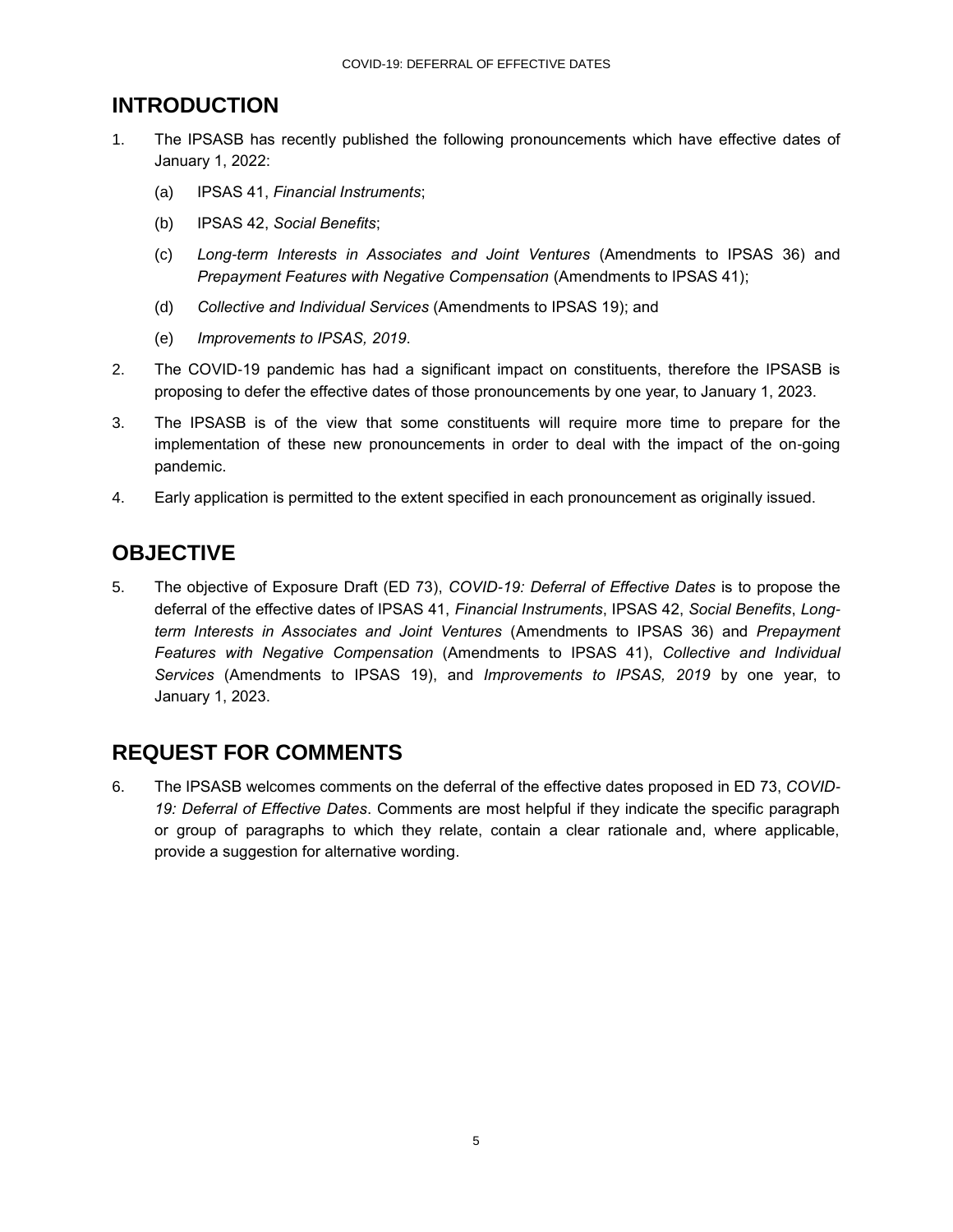## INTRODUCTION

1. The IPSASB has recently published the following pronouncements which have effective dates of January 1, 2022:

   (a) IPSAS 41, *Financial Instruments*;

   (b) IPSAS 42, *Social Benefits*;

   (c) *Long-term Interests in Associates and Joint Ventures* (Amendments to IPSAS 36) and *Prepayment Features with Negative Compensation* (Amendments to IPSAS 41);

   (d) *Collective and Individual Services* (Amendments to IPSAS 19); and

   (e) *Improvements to IPSAS, 2019*.

2. The COVID-19 pandemic has had a significant impact on constituents, therefore the IPSASB is proposing to defer the effective dates of those pronouncements by one year, to January 1, 2023.

3. The IPSASB is of the view that some constituents will require more time to prepare for the implementation of these new pronouncements in order to deal with the impact of the on-going pandemic.

4. Early application is permitted to the extent specified in each pronouncement as originally issued.

## OBJECTIVE

5. The objective of Exposure Draft (ED 73), *COVID-19: Deferral of Effective Dates* is to propose the deferral of the effective dates of IPSAS 41, *Financial Instruments*, IPSAS 42, *Social Benefits*, *Long-term Interests in Associates and Joint Ventures* (Amendments to IPSAS 36) and *Prepayment Features with Negative Compensation* (Amendments to IPSAS 41), *Collective and Individual Services* (Amendments to IPSAS 19), and *Improvements to IPSAS, 2019* by one year, to January 1, 2023.

## REQUEST FOR COMMENTS

6. The IPSASB welcomes comments on the deferral of the effective dates proposed in ED 73, *COVID-19: Deferral of Effective Dates*. Comments are most helpful if they indicate the specific paragraph or group of paragraphs to which they relate, contain a clear rationale and, where applicable, provide a suggestion for alternative wording.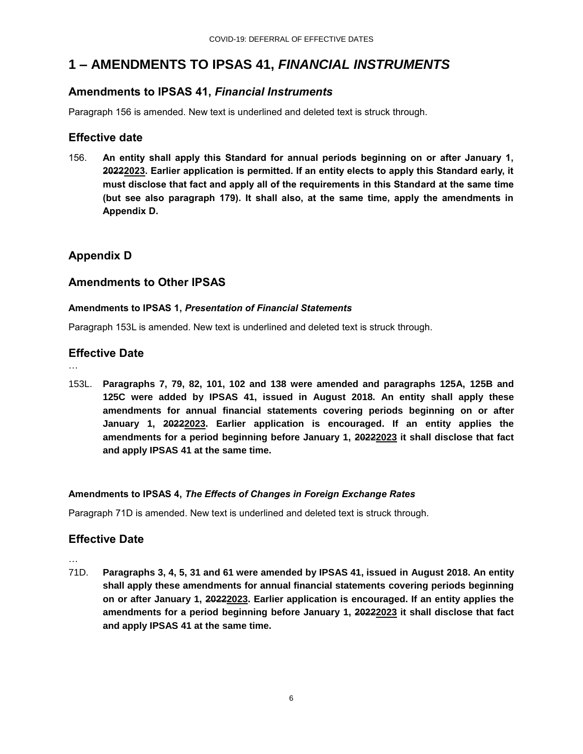# 1 – AMENDMENTS TO IPSAS 41, *FINANCIAL INSTRUMENTS*

## Amendments to IPSAS 41, *Financial Instruments*

Paragraph 156 is amended. New text is underlined and deleted text is struck through.

## Effective date

156. **An entity shall apply this Standard for annual periods beginning on or after January 1, ~~2022~~<u>2023</u>. Earlier application is permitted. If an entity elects to apply this Standard early, it must disclose that fact and apply all of the requirements in this Standard at the same time (but see also paragraph 179). It shall also, at the same time, apply the amendments in Appendix D.**

## Appendix D

## Amendments to Other IPSAS

#### Amendments to IPSAS 1, *Presentation of Financial Statements*

Paragraph 153L is amended. New text is underlined and deleted text is struck through.

## Effective Date

…

153L. **Paragraphs 7, 79, 82, 101, 102 and 138 were amended and paragraphs 125A, 125B and 125C were added by IPSAS 41, issued in August 2018. An entity shall apply these amendments for annual financial statements covering periods beginning on or after January 1, ~~2022~~<u>2023</u>. Earlier application is encouraged. If an entity applies the amendments for a period beginning before January 1, ~~2022~~<u>2023</u> it shall disclose that fact and apply IPSAS 41 at the same time.**

#### Amendments to IPSAS 4, *The Effects of Changes in Foreign Exchange Rates*

Paragraph 71D is amended. New text is underlined and deleted text is struck through.

## Effective Date

…

71D. **Paragraphs 3, 4, 5, 31 and 61 were amended by IPSAS 41, issued in August 2018. An entity shall apply these amendments for annual financial statements covering periods beginning on or after January 1, ~~2022~~<u>2023</u>. Earlier application is encouraged. If an entity applies the amendments for a period beginning before January 1, ~~2022~~<u>2023</u> it shall disclose that fact and apply IPSAS 41 at the same time.**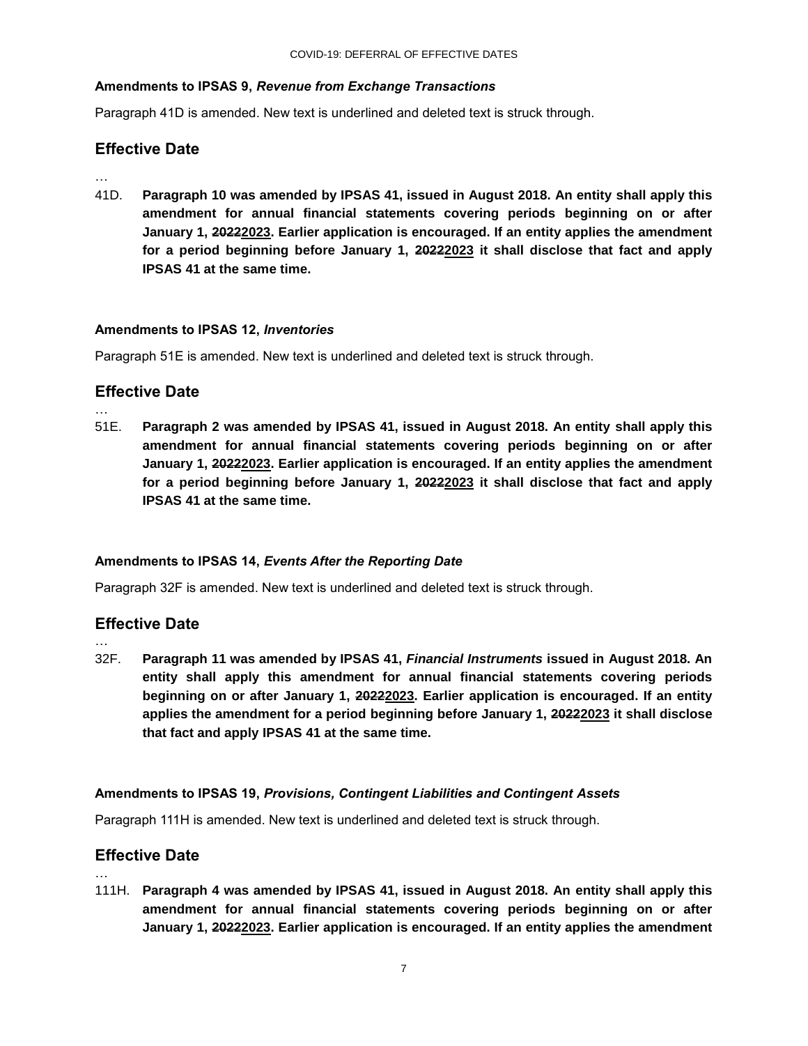#### Amendments to IPSAS 9, *Revenue from Exchange Transactions*

Paragraph 41D is amended. New text is underlined and deleted text is struck through.

## Effective Date

…

41D. **Paragraph 10 was amended by IPSAS 41, issued in August 2018. An entity shall apply this amendment for annual financial statements covering periods beginning on or after January 1, ~~2022~~<u>2023</u>. Earlier application is encouraged. If an entity applies the amendment for a period beginning before January 1, ~~2022~~<u>2023</u> it shall disclose that fact and apply IPSAS 41 at the same time.**

#### Amendments to IPSAS 12, *Inventories*

Paragraph 51E is amended. New text is underlined and deleted text is struck through.

## Effective Date

…

51E. **Paragraph 2 was amended by IPSAS 41, issued in August 2018. An entity shall apply this amendment for annual financial statements covering periods beginning on or after January 1, ~~2022~~<u>2023</u>. Earlier application is encouraged. If an entity applies the amendment for a period beginning before January 1, ~~2022~~<u>2023</u> it shall disclose that fact and apply IPSAS 41 at the same time.**

#### Amendments to IPSAS 14, *Events After the Reporting Date*

Paragraph 32F is amended. New text is underlined and deleted text is struck through.

## Effective Date

…

32F. **Paragraph 11 was amended by IPSAS 41, *Financial Instruments* issued in August 2018. An entity shall apply this amendment for annual financial statements covering periods beginning on or after January 1, ~~2022~~<u>2023</u>. Earlier application is encouraged. If an entity applies the amendment for a period beginning before January 1, ~~2022~~<u>2023</u> it shall disclose that fact and apply IPSAS 41 at the same time.**

#### Amendments to IPSAS 19, *Provisions, Contingent Liabilities and Contingent Assets*

Paragraph 111H is amended. New text is underlined and deleted text is struck through.

## Effective Date

…

111H. **Paragraph 4 was amended by IPSAS 41, issued in August 2018. An entity shall apply this amendment for annual financial statements covering periods beginning on or after January 1, ~~2022~~<u>2023</u>. Earlier application is encouraged. If an entity applies the amendment**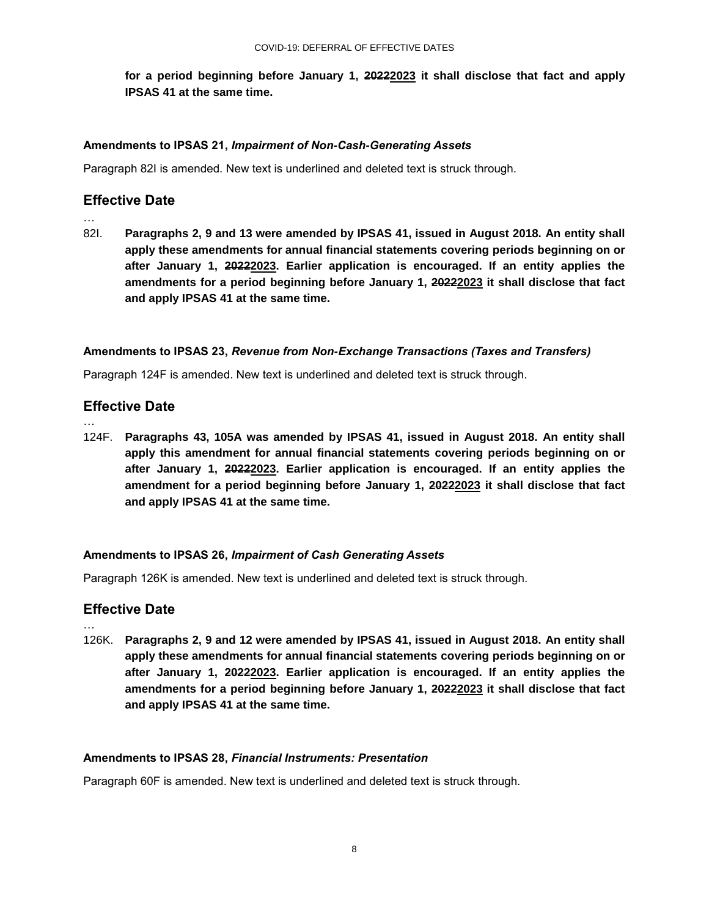**for a period beginning before January 1, ~~2022~~<u>2023</u> it shall disclose that fact and apply IPSAS 41 at the same time.**

**Amendments to IPSAS 21, *Impairment of Non-Cash-Generating Assets***

Paragraph 82I is amended. New text is underlined and deleted text is struck through.

## Effective Date

…

82I. **Paragraphs 2, 9 and 13 were amended by IPSAS 41, issued in August 2018. An entity shall apply these amendments for annual financial statements covering periods beginning on or after January 1, ~~2022~~<u>2023</u>. Earlier application is encouraged. If an entity applies the amendments for a period beginning before January 1, ~~2022~~<u>2023</u> it shall disclose that fact and apply IPSAS 41 at the same time.**

**Amendments to IPSAS 23, *Revenue from Non-Exchange Transactions (Taxes and Transfers)***

Paragraph 124F is amended. New text is underlined and deleted text is struck through.

## Effective Date

…

124F. **Paragraphs 43, 105A was amended by IPSAS 41, issued in August 2018. An entity shall apply this amendment for annual financial statements covering periods beginning on or after January 1, ~~2022~~<u>2023</u>. Earlier application is encouraged. If an entity applies the amendment for a period beginning before January 1, ~~2022~~<u>2023</u> it shall disclose that fact and apply IPSAS 41 at the same time.**

**Amendments to IPSAS 26, *Impairment of Cash Generating Assets***

Paragraph 126K is amended. New text is underlined and deleted text is struck through.

## Effective Date

…

126K. **Paragraphs 2, 9 and 12 were amended by IPSAS 41, issued in August 2018. An entity shall apply these amendments for annual financial statements covering periods beginning on or after January 1, ~~2022~~<u>2023</u>. Earlier application is encouraged. If an entity applies the amendments for a period beginning before January 1, ~~2022~~<u>2023</u> it shall disclose that fact and apply IPSAS 41 at the same time.**

**Amendments to IPSAS 28, *Financial Instruments: Presentation***

Paragraph 60F is amended. New text is underlined and deleted text is struck through.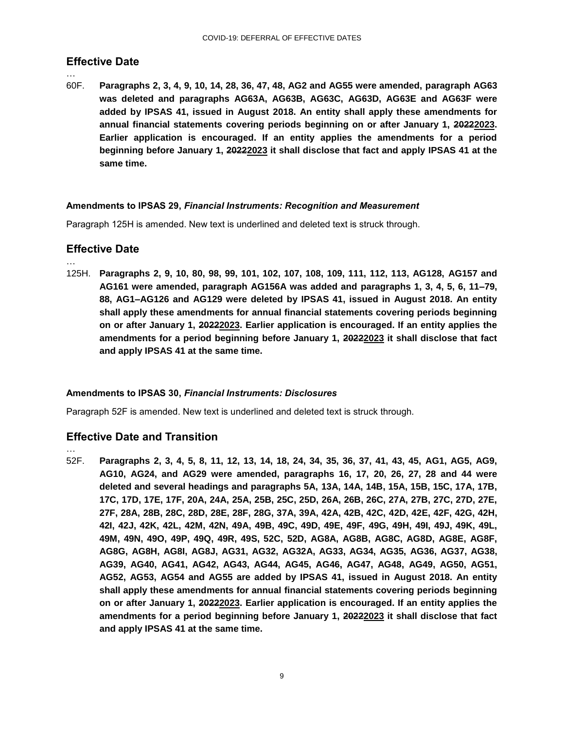## Effective Date

…

60F. **Paragraphs 2, 3, 4, 9, 10, 14, 28, 36, 47, 48, AG2 and AG55 were amended, paragraph AG63 was deleted and paragraphs AG63A, AG63B, AG63C, AG63D, AG63E and AG63F were added by IPSAS 41, issued in August 2018. An entity shall apply these amendments for annual financial statements covering periods beginning on or after January 1, ~~2022~~<u>2023</u>. Earlier application is encouraged. If an entity applies the amendments for a period beginning before January 1, ~~2022~~<u>2023</u> it shall disclose that fact and apply IPSAS 41 at the same time.**

#### Amendments to IPSAS 29, *Financial Instruments: Recognition and Measurement*

Paragraph 125H is amended. New text is underlined and deleted text is struck through.

## Effective Date

…

125H. **Paragraphs 2, 9, 10, 80, 98, 99, 101, 102, 107, 108, 109, 111, 112, 113, AG128, AG157 and AG161 were amended, paragraph AG156A was added and paragraphs 1, 3, 4, 5, 6, 11–79, 88, AG1–AG126 and AG129 were deleted by IPSAS 41, issued in August 2018. An entity shall apply these amendments for annual financial statements covering periods beginning on or after January 1, ~~2022~~<u>2023</u>. Earlier application is encouraged. If an entity applies the amendments for a period beginning before January 1, ~~2022~~<u>2023</u> it shall disclose that fact and apply IPSAS 41 at the same time.**

#### Amendments to IPSAS 30, *Financial Instruments: Disclosures*

Paragraph 52F is amended. New text is underlined and deleted text is struck through.

## Effective Date and Transition

…

52F. **Paragraphs 2, 3, 4, 5, 8, 11, 12, 13, 14, 18, 24, 34, 35, 36, 37, 41, 43, 45, AG1, AG5, AG9, AG10, AG24, and AG29 were amended, paragraphs 16, 17, 20, 26, 27, 28 and 44 were deleted and several headings and paragraphs 5A, 13A, 14A, 14B, 15A, 15B, 15C, 17A, 17B, 17C, 17D, 17E, 17F, 20A, 24A, 25A, 25B, 25C, 25D, 26A, 26B, 26C, 27A, 27B, 27C, 27D, 27E, 27F, 28A, 28B, 28C, 28D, 28E, 28F, 28G, 37A, 39A, 42A, 42B, 42C, 42D, 42E, 42F, 42G, 42H, 42I, 42J, 42K, 42L, 42M, 42N, 49A, 49B, 49C, 49D, 49E, 49F, 49G, 49H, 49I, 49J, 49K, 49L, 49M, 49N, 49O, 49P, 49Q, 49R, 49S, 52C, 52D, AG8A, AG8B, AG8C, AG8D, AG8E, AG8F, AG8G, AG8H, AG8I, AG8J, AG31, AG32, AG32A, AG33, AG34, AG35, AG36, AG37, AG38, AG39, AG40, AG41, AG42, AG43, AG44, AG45, AG46, AG47, AG48, AG49, AG50, AG51, AG52, AG53, AG54 and AG55 are added by IPSAS 41, issued in August 2018. An entity shall apply these amendments for annual financial statements covering periods beginning on or after January 1, ~~2022~~<u>2023</u>. Earlier application is encouraged. If an entity applies the amendments for a period beginning before January 1, ~~2022~~<u>2023</u> it shall disclose that fact and apply IPSAS 41 at the same time.**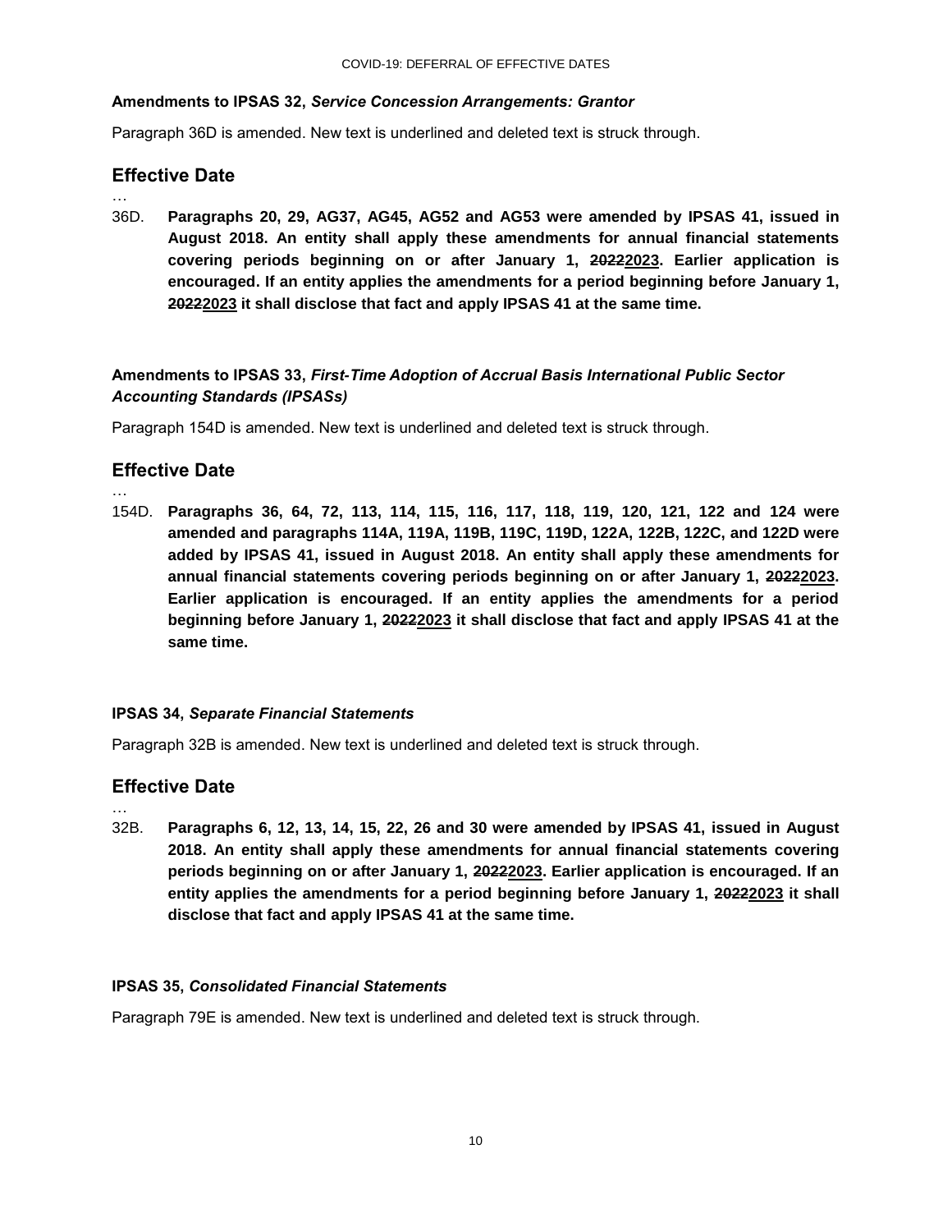**Amendments to IPSAS 32, *Service Concession Arrangements: Grantor***

Paragraph 36D is amended. New text is underlined and deleted text is struck through.

## Effective Date

…

36D. **Paragraphs 20, 29, AG37, AG45, AG52 and AG53 were amended by IPSAS 41, issued in August 2018. An entity shall apply these amendments for annual financial statements covering periods beginning on or after January 1, ~~2022~~<u>2023</u>. Earlier application is encouraged. If an entity applies the amendments for a period beginning before January 1, ~~2022~~<u>2023</u> it shall disclose that fact and apply IPSAS 41 at the same time.**

**Amendments to IPSAS 33, *First-Time Adoption of Accrual Basis International Public Sector Accounting Standards (IPSASs)***

Paragraph 154D is amended. New text is underlined and deleted text is struck through.

## Effective Date

…

154D. **Paragraphs 36, 64, 72, 113, 114, 115, 116, 117, 118, 119, 120, 121, 122 and 124 were amended and paragraphs 114A, 119A, 119B, 119C, 119D, 122A, 122B, 122C, and 122D were added by IPSAS 41, issued in August 2018. An entity shall apply these amendments for annual financial statements covering periods beginning on or after January 1, ~~2022~~<u>2023</u>. Earlier application is encouraged. If an entity applies the amendments for a period beginning before January 1, ~~2022~~<u>2023</u> it shall disclose that fact and apply IPSAS 41 at the same time.**

**IPSAS 34, *Separate Financial Statements***

Paragraph 32B is amended. New text is underlined and deleted text is struck through.

## Effective Date

…

32B. **Paragraphs 6, 12, 13, 14, 15, 22, 26 and 30 were amended by IPSAS 41, issued in August 2018. An entity shall apply these amendments for annual financial statements covering periods beginning on or after January 1, ~~2022~~<u>2023</u>. Earlier application is encouraged. If an entity applies the amendments for a period beginning before January 1, ~~2022~~<u>2023</u> it shall disclose that fact and apply IPSAS 41 at the same time.**

**IPSAS 35, *Consolidated Financial Statements***

Paragraph 79E is amended. New text is underlined and deleted text is struck through.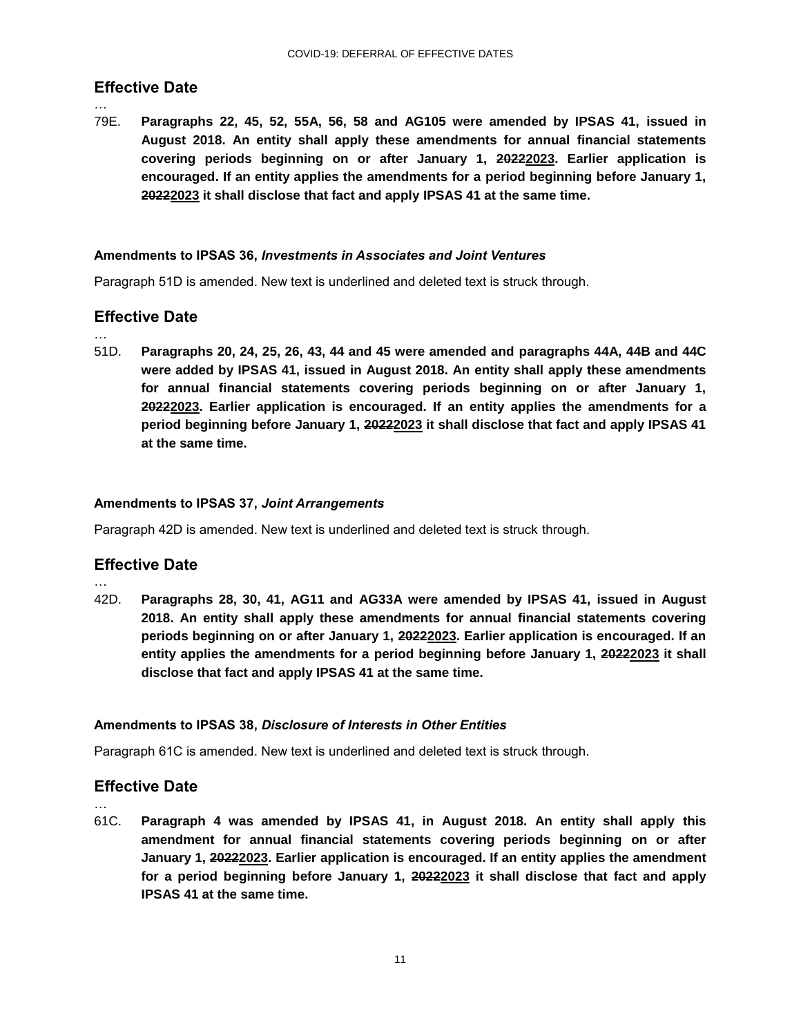## Effective Date

…

79E. **Paragraphs 22, 45, 52, 55A, 56, 58 and AG105 were amended by IPSAS 41, issued in August 2018. An entity shall apply these amendments for annual financial statements covering periods beginning on or after January 1, ~~2022~~<u>2023</u>. Earlier application is encouraged. If an entity applies the amendments for a period beginning before January 1, ~~2022~~<u>2023</u> it shall disclose that fact and apply IPSAS 41 at the same time.**

**Amendments to IPSAS 36, *Investments in Associates and Joint Ventures***

Paragraph 51D is amended. New text is underlined and deleted text is struck through.

## Effective Date

…

51D. **Paragraphs 20, 24, 25, 26, 43, 44 and 45 were amended and paragraphs 44A, 44B and 44C were added by IPSAS 41, issued in August 2018. An entity shall apply these amendments for annual financial statements covering periods beginning on or after January 1, ~~2022~~<u>2023</u>. Earlier application is encouraged. If an entity applies the amendments for a period beginning before January 1, ~~2022~~<u>2023</u> it shall disclose that fact and apply IPSAS 41 at the same time.**

**Amendments to IPSAS 37, *Joint Arrangements***

Paragraph 42D is amended. New text is underlined and deleted text is struck through.

## Effective Date

…

42D. **Paragraphs 28, 30, 41, AG11 and AG33A were amended by IPSAS 41, issued in August 2018. An entity shall apply these amendments for annual financial statements covering periods beginning on or after January 1, ~~2022~~<u>2023</u>. Earlier application is encouraged. If an entity applies the amendments for a period beginning before January 1, ~~2022~~<u>2023</u> it shall disclose that fact and apply IPSAS 41 at the same time.**

**Amendments to IPSAS 38, *Disclosure of Interests in Other Entities***

Paragraph 61C is amended. New text is underlined and deleted text is struck through.

## Effective Date

…

61C. **Paragraph 4 was amended by IPSAS 41, in August 2018. An entity shall apply this amendment for annual financial statements covering periods beginning on or after January 1, ~~2022~~<u>2023</u>. Earlier application is encouraged. If an entity applies the amendment for a period beginning before January 1, ~~2022~~<u>2023</u> it shall disclose that fact and apply IPSAS 41 at the same time.**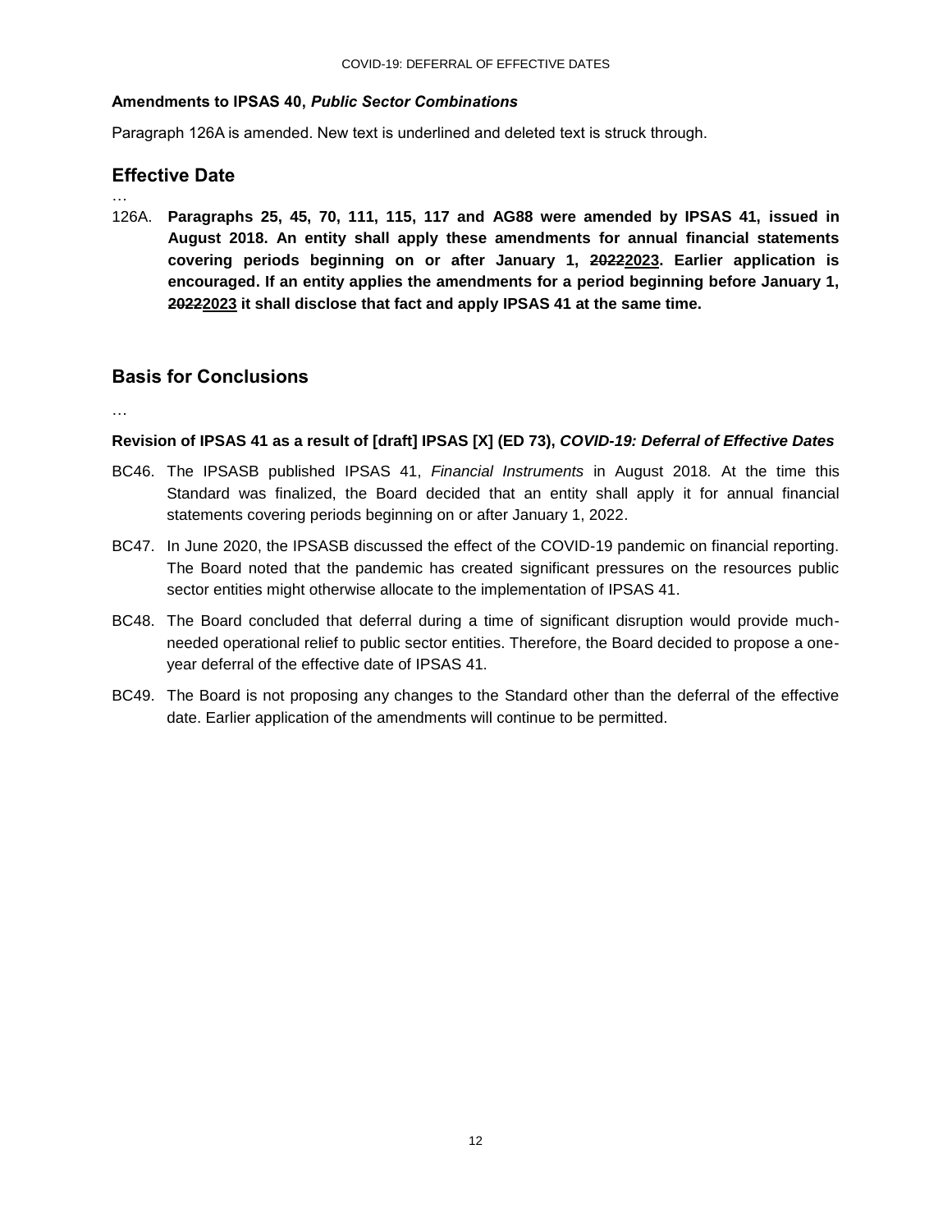### Amendments to IPSAS 40, *Public Sector Combinations*

Paragraph 126A is amended. New text is underlined and deleted text is struck through.

## Effective Date

…

126A. **Paragraphs 25, 45, 70, 111, 115, 117 and AG88 were amended by IPSAS 41, issued in August 2018. An entity shall apply these amendments for annual financial statements covering periods beginning on or after January 1, ~~2022~~<u>2023</u>. Earlier application is encouraged. If an entity applies the amendments for a period beginning before January 1, ~~2022~~<u>2023</u> it shall disclose that fact and apply IPSAS 41 at the same time.**

## Basis for Conclusions

…

### Revision of IPSAS 41 as a result of [draft] IPSAS [X] (ED 73), *COVID-19: Deferral of Effective Dates*

BC46. The IPSASB published IPSAS 41, *Financial Instruments* in August 2018. At the time this Standard was finalized, the Board decided that an entity shall apply it for annual financial statements covering periods beginning on or after January 1, 2022.

BC47. In June 2020, the IPSASB discussed the effect of the COVID-19 pandemic on financial reporting. The Board noted that the pandemic has created significant pressures on the resources public sector entities might otherwise allocate to the implementation of IPSAS 41.

BC48. The Board concluded that deferral during a time of significant disruption would provide much-needed operational relief to public sector entities. Therefore, the Board decided to propose a one-year deferral of the effective date of IPSAS 41.

BC49. The Board is not proposing any changes to the Standard other than the deferral of the effective date. Earlier application of the amendments will continue to be permitted.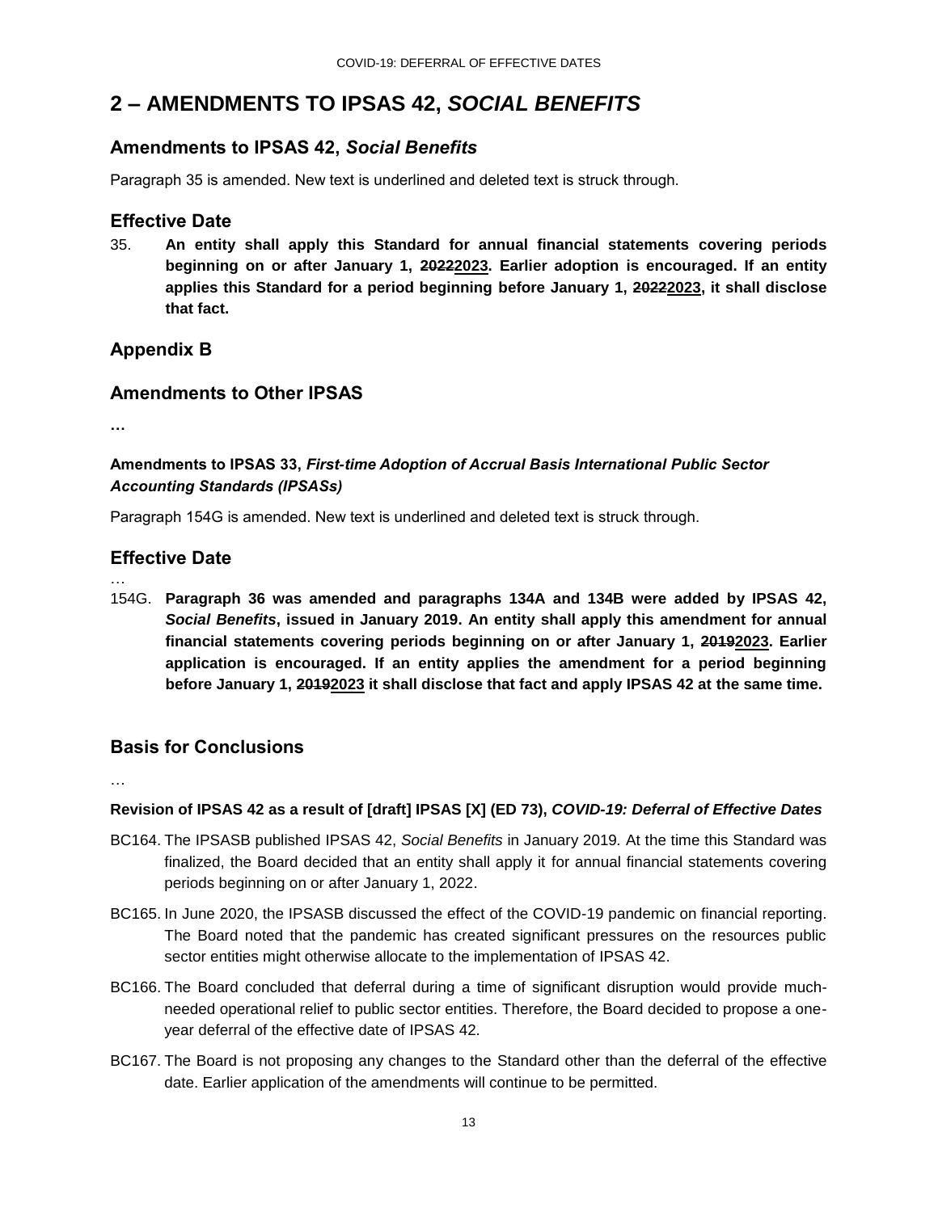## 2 – AMENDMENTS TO IPSAS 42, *SOCIAL BENEFITS*

### Amendments to IPSAS 42, *Social Benefits*

Paragraph 35 is amended. New text is underlined and deleted text is struck through.

### Effective Date

35. **An entity shall apply this Standard for annual financial statements covering periods beginning on or after January 1, ~~2022~~<u>2023</u>. Earlier adoption is encouraged. If an entity applies this Standard for a period beginning before January 1, ~~2022~~<u>2023</u>, it shall disclose that fact.**

### Appendix B

### Amendments to Other IPSAS

…

#### Amendments to IPSAS 33, *First-time Adoption of Accrual Basis International Public Sector Accounting Standards (IPSASs)*

Paragraph 154G is amended. New text is underlined and deleted text is struck through.

### Effective Date

…

154G. **Paragraph 36 was amended and paragraphs 134A and 134B were added by IPSAS 42, *Social Benefits*, issued in January 2019. An entity shall apply this amendment for annual financial statements covering periods beginning on or after January 1, ~~2019~~<u>2023</u>. Earlier application is encouraged. If an entity applies the amendment for a period beginning before January 1, ~~2019~~<u>2023</u> it shall disclose that fact and apply IPSAS 42 at the same time.**

### Basis for Conclusions

…

**Revision of IPSAS 42 as a result of [draft] IPSAS [X] (ED 73), *COVID-19: Deferral of Effective Dates***

BC164. The IPSASB published IPSAS 42, *Social Benefits* in January 2019. At the time this Standard was finalized, the Board decided that an entity shall apply it for annual financial statements covering periods beginning on or after January 1, 2022.

BC165. In June 2020, the IPSASB discussed the effect of the COVID-19 pandemic on financial reporting. The Board noted that the pandemic has created significant pressures on the resources public sector entities might otherwise allocate to the implementation of IPSAS 42.

BC166. The Board concluded that deferral during a time of significant disruption would provide much-needed operational relief to public sector entities. Therefore, the Board decided to propose a one-year deferral of the effective date of IPSAS 42.

BC167. The Board is not proposing any changes to the Standard other than the deferral of the effective date. Earlier application of the amendments will continue to be permitted.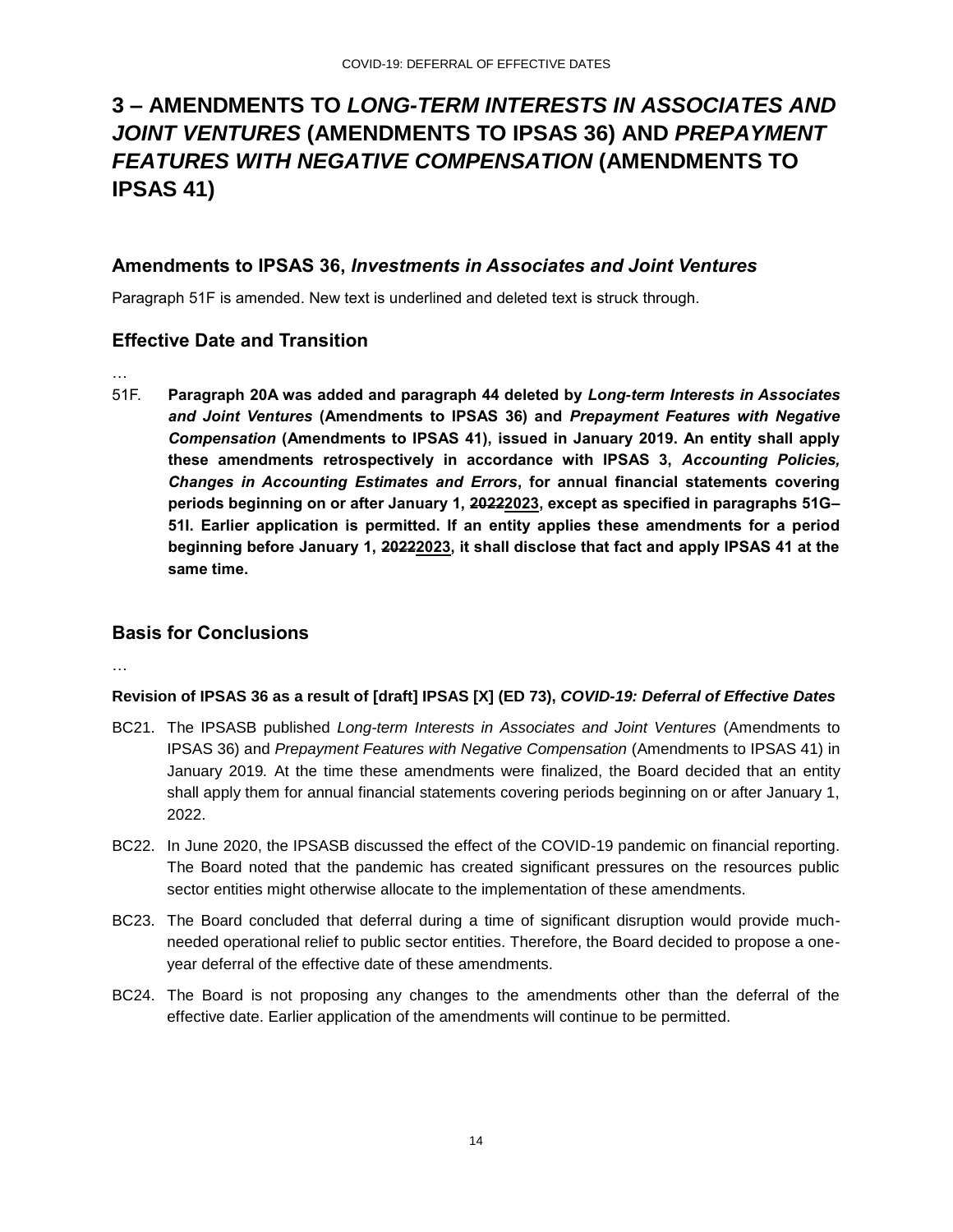# 3 – AMENDMENTS TO *LONG-TERM INTERESTS IN ASSOCIATES AND JOINT VENTURES* (AMENDMENTS TO IPSAS 36) AND *PREPAYMENT FEATURES WITH NEGATIVE COMPENSATION* (AMENDMENTS TO IPSAS 41)

## Amendments to IPSAS 36, *Investments in Associates and Joint Ventures*

Paragraph 51F is amended. New text is underlined and deleted text is struck through.

## Effective Date and Transition

…

51F. **Paragraph 20A was added and paragraph 44 deleted by *Long-term Interests in Associates and Joint Ventures* (Amendments to IPSAS 36) and *Prepayment Features with Negative Compensation* (Amendments to IPSAS 41), issued in January 2019. An entity shall apply these amendments retrospectively in accordance with IPSAS 3, *Accounting Policies, Changes in Accounting Estimates and Errors*, for annual financial statements covering periods beginning on or after January 1, ~~2022~~<u>2023</u>, except as specified in paragraphs 51G–51I. Earlier application is permitted. If an entity applies these amendments for a period beginning before January 1, ~~2022~~<u>2023</u>, it shall disclose that fact and apply IPSAS 41 at the same time.**

## Basis for Conclusions

…

**Revision of IPSAS 36 as a result of [draft] IPSAS [X] (ED 73), *COVID-19: Deferral of Effective Dates***

BC21. The IPSASB published *Long-term Interests in Associates and Joint Ventures* (Amendments to IPSAS 36) and *Prepayment Features with Negative Compensation* (Amendments to IPSAS 41) in January 2019. At the time these amendments were finalized, the Board decided that an entity shall apply them for annual financial statements covering periods beginning on or after January 1, 2022.

BC22. In June 2020, the IPSASB discussed the effect of the COVID-19 pandemic on financial reporting. The Board noted that the pandemic has created significant pressures on the resources public sector entities might otherwise allocate to the implementation of these amendments.

BC23. The Board concluded that deferral during a time of significant disruption would provide much-needed operational relief to public sector entities. Therefore, the Board decided to propose a one-year deferral of the effective date of these amendments.

BC24. The Board is not proposing any changes to the amendments other than the deferral of the effective date. Earlier application of the amendments will continue to be permitted.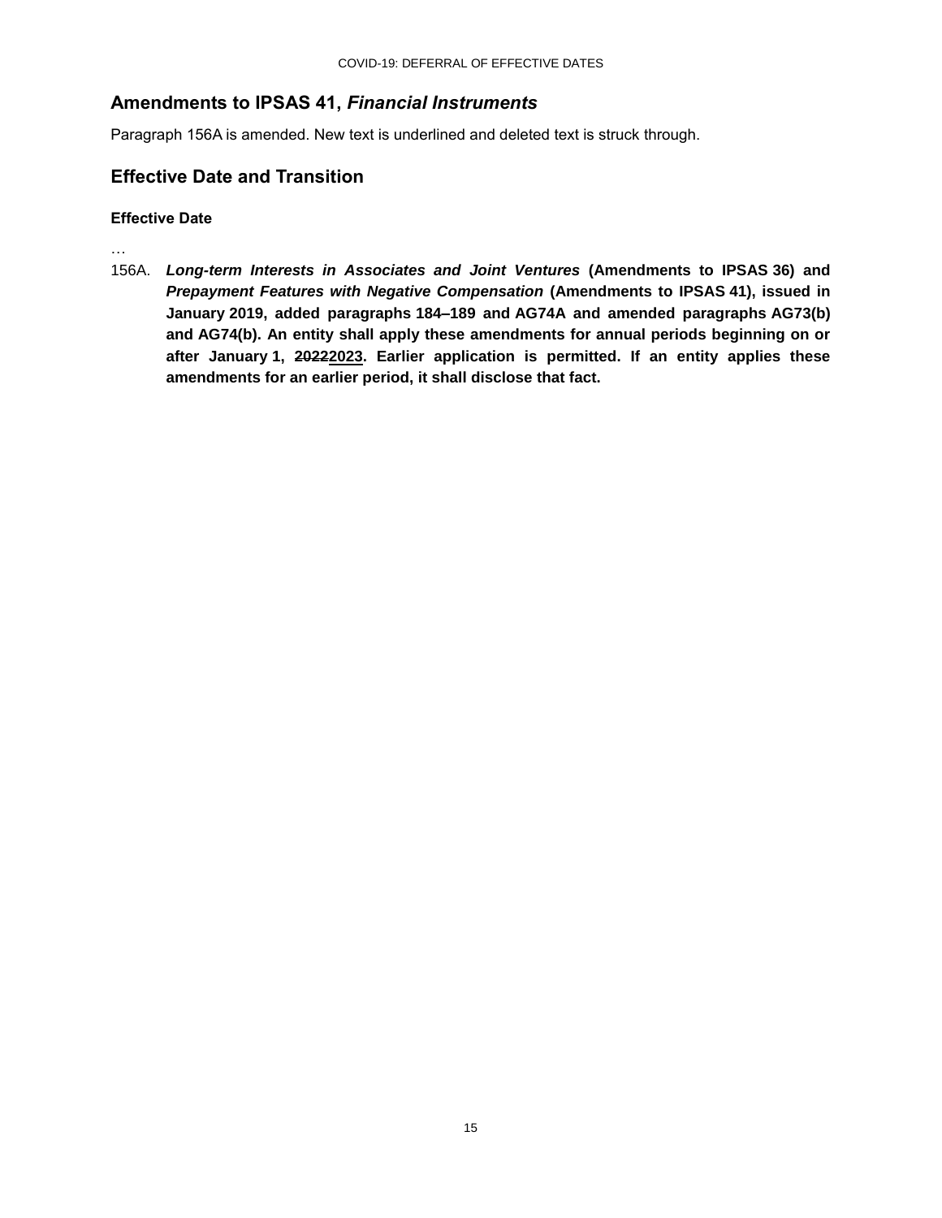## Amendments to IPSAS 41, *Financial Instruments*

Paragraph 156A is amended. New text is underlined and deleted text is struck through.

## Effective Date and Transition

### Effective Date

…

156A. ***Long-term Interests in Associates and Joint Ventures* (Amendments to IPSAS 36) and *Prepayment Features with Negative Compensation* (Amendments to IPSAS 41), issued in January 2019, added paragraphs 184–189 and AG74A and amended paragraphs AG73(b) and AG74(b). An entity shall apply these amendments for annual periods beginning on or after January 1, ~~2022~~<u>2023</u>. Earlier application is permitted. If an entity applies these amendments for an earlier period, it shall disclose that fact.**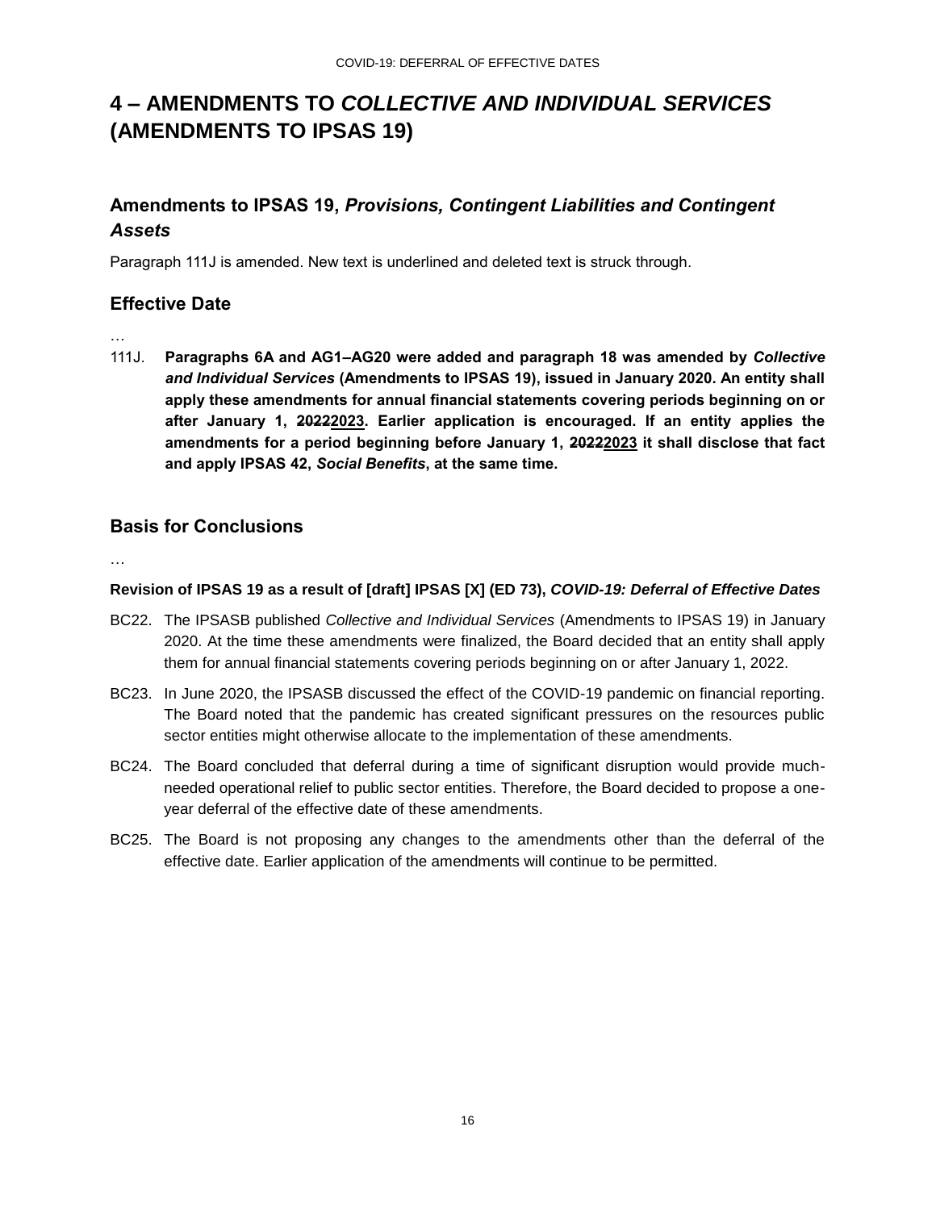# 4 – AMENDMENTS TO *COLLECTIVE AND INDIVIDUAL SERVICES* (AMENDMENTS TO IPSAS 19)

## Amendments to IPSAS 19, *Provisions, Contingent Liabilities and Contingent Assets*

Paragraph 111J is amended. New text is underlined and deleted text is struck through.

## Effective Date

…

111J. **Paragraphs 6A and AG1–AG20 were added and paragraph 18 was amended by *Collective and Individual Services* (Amendments to IPSAS 19), issued in January 2020. An entity shall apply these amendments for annual financial statements covering periods beginning on or after January 1, ~~2022~~<u>2023</u>. Earlier application is encouraged. If an entity applies the amendments for a period beginning before January 1, ~~2022~~<u>2023</u> it shall disclose that fact and apply IPSAS 42, *Social Benefits*, at the same time.**

## Basis for Conclusions

…

**Revision of IPSAS 19 as a result of [draft] IPSAS [X] (ED 73), *COVID-19: Deferral of Effective Dates***

BC22. The IPSASB published *Collective and Individual Services* (Amendments to IPSAS 19) in January 2020. At the time these amendments were finalized, the Board decided that an entity shall apply them for annual financial statements covering periods beginning on or after January 1, 2022.

BC23. In June 2020, the IPSASB discussed the effect of the COVID-19 pandemic on financial reporting. The Board noted that the pandemic has created significant pressures on the resources public sector entities might otherwise allocate to the implementation of these amendments.

BC24. The Board concluded that deferral during a time of significant disruption would provide much-needed operational relief to public sector entities. Therefore, the Board decided to propose a one-year deferral of the effective date of these amendments.

BC25. The Board is not proposing any changes to the amendments other than the deferral of the effective date. Earlier application of the amendments will continue to be permitted.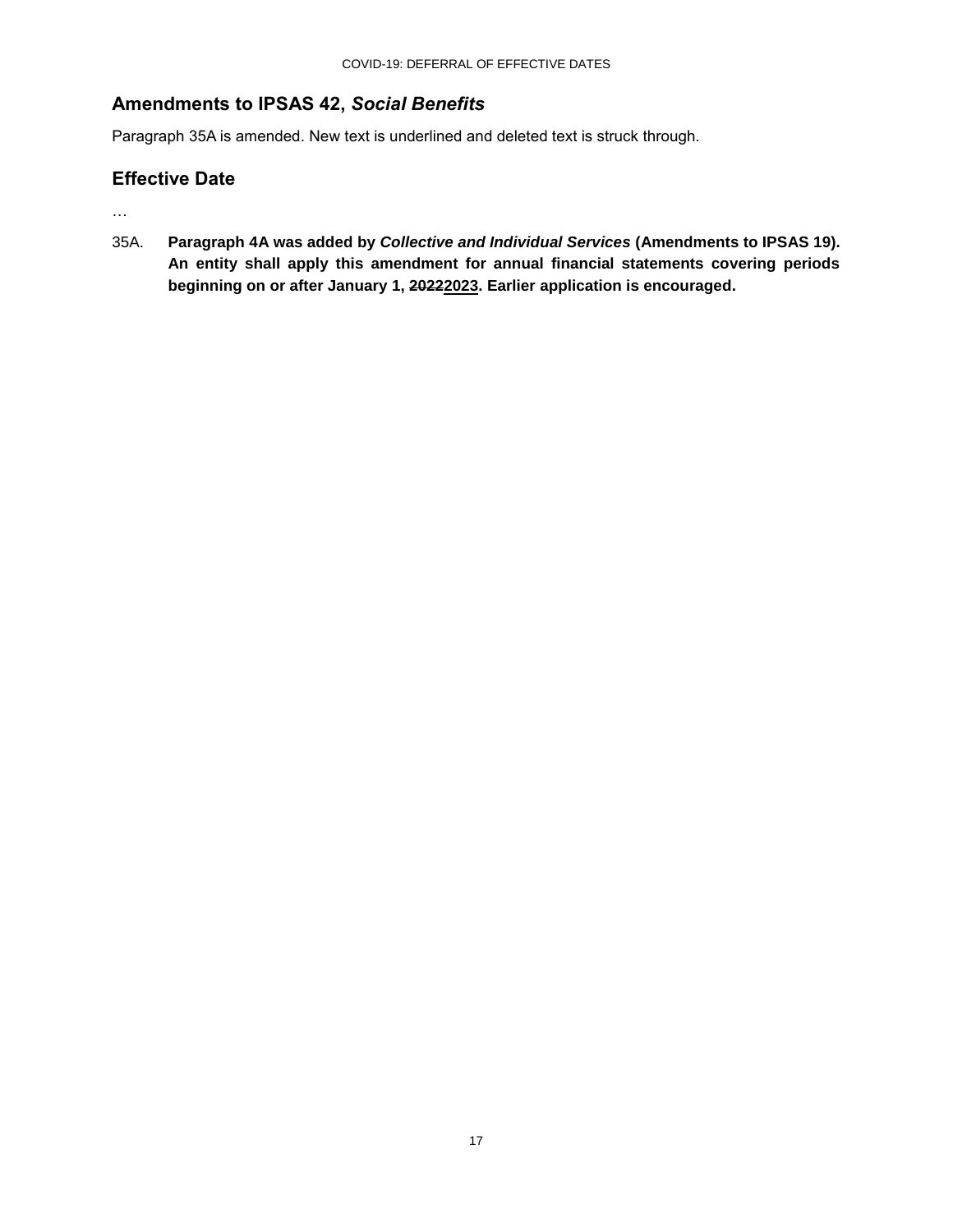## Amendments to IPSAS 42, *Social Benefits*

Paragraph 35A is amended. New text is underlined and deleted text is struck through.

## Effective Date

…

35A. **Paragraph 4A was added by *Collective and Individual Services* (Amendments to IPSAS 19). An entity shall apply this amendment for annual financial statements covering periods beginning on or after January 1, ~~2022~~<u>2023</u>. Earlier application is encouraged.**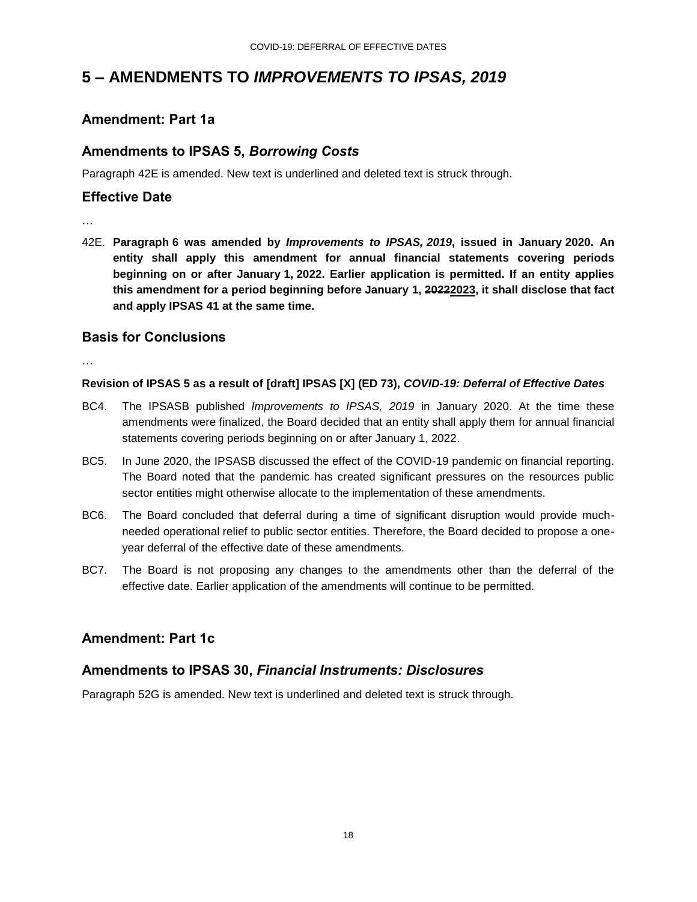# 5 – AMENDMENTS TO *IMPROVEMENTS TO IPSAS, 2019*

## Amendment: Part 1a

## Amendments to IPSAS 5, *Borrowing Costs*

Paragraph 42E is amended. New text is underlined and deleted text is struck through.

## Effective Date

…

42E. **Paragraph 6 was amended by *Improvements to IPSAS, 2019*, issued in January 2020. An entity shall apply this amendment for annual financial statements covering periods beginning on or after January 1, 2022. Earlier application is permitted. If an entity applies this amendment for a period beginning before January 1, ~~2022~~<u>2023</u>, it shall disclose that fact and apply IPSAS 41 at the same time.**

## Basis for Conclusions

…

**Revision of IPSAS 5 as a result of [draft] IPSAS [X] (ED 73), *COVID-19: Deferral of Effective Dates***

BC4. The IPSASB published *Improvements to IPSAS, 2019* in January 2020. At the time these amendments were finalized, the Board decided that an entity shall apply them for annual financial statements covering periods beginning on or after January 1, 2022.

BC5. In June 2020, the IPSASB discussed the effect of the COVID-19 pandemic on financial reporting. The Board noted that the pandemic has created significant pressures on the resources public sector entities might otherwise allocate to the implementation of these amendments.

BC6. The Board concluded that deferral during a time of significant disruption would provide much-needed operational relief to public sector entities. Therefore, the Board decided to propose a one-year deferral of the effective date of these amendments.

BC7. The Board is not proposing any changes to the amendments other than the deferral of the effective date. Earlier application of the amendments will continue to be permitted.

## Amendment: Part 1c

## Amendments to IPSAS 30, *Financial Instruments: Disclosures*

Paragraph 52G is amended. New text is underlined and deleted text is struck through.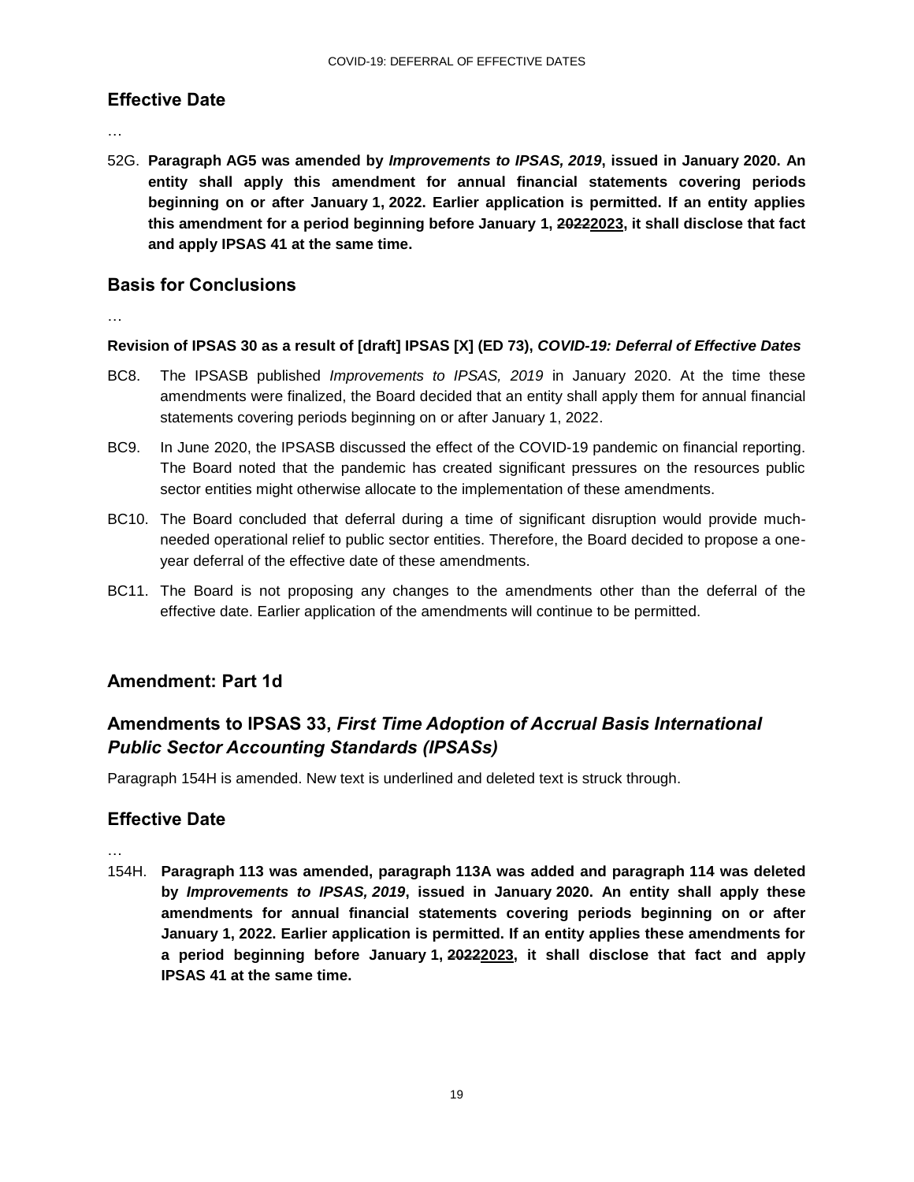## Effective Date

…

52G. **Paragraph AG5 was amended by *Improvements to IPSAS, 2019*, issued in January 2020. An entity shall apply this amendment for annual financial statements covering periods beginning on or after January 1, 2022. Earlier application is permitted. If an entity applies this amendment for a period beginning before January 1, ~~2022~~<u>2023</u>, it shall disclose that fact and apply IPSAS 41 at the same time.**

## Basis for Conclusions

…

**Revision of IPSAS 30 as a result of [draft] IPSAS [X] (ED 73), *COVID-19: Deferral of Effective Dates***

BC8. The IPSASB published *Improvements to IPSAS, 2019* in January 2020. At the time these amendments were finalized, the Board decided that an entity shall apply them for annual financial statements covering periods beginning on or after January 1, 2022.

BC9. In June 2020, the IPSASB discussed the effect of the COVID-19 pandemic on financial reporting. The Board noted that the pandemic has created significant pressures on the resources public sector entities might otherwise allocate to the implementation of these amendments.

BC10. The Board concluded that deferral during a time of significant disruption would provide much-needed operational relief to public sector entities. Therefore, the Board decided to propose a one-year deferral of the effective date of these amendments.

BC11. The Board is not proposing any changes to the amendments other than the deferral of the effective date. Earlier application of the amendments will continue to be permitted.

## Amendment: Part 1d

## Amendments to IPSAS 33, *First Time Adoption of Accrual Basis International Public Sector Accounting Standards (IPSASs)*

Paragraph 154H is amended. New text is underlined and deleted text is struck through.

## Effective Date

…

154H. **Paragraph 113 was amended, paragraph 113A was added and paragraph 114 was deleted by *Improvements to IPSAS, 2019*, issued in January 2020. An entity shall apply these amendments for annual financial statements covering periods beginning on or after January 1, 2022. Earlier application is permitted. If an entity applies these amendments for a period beginning before January 1, ~~2022~~<u>2023</u>, it shall disclose that fact and apply IPSAS 41 at the same time.**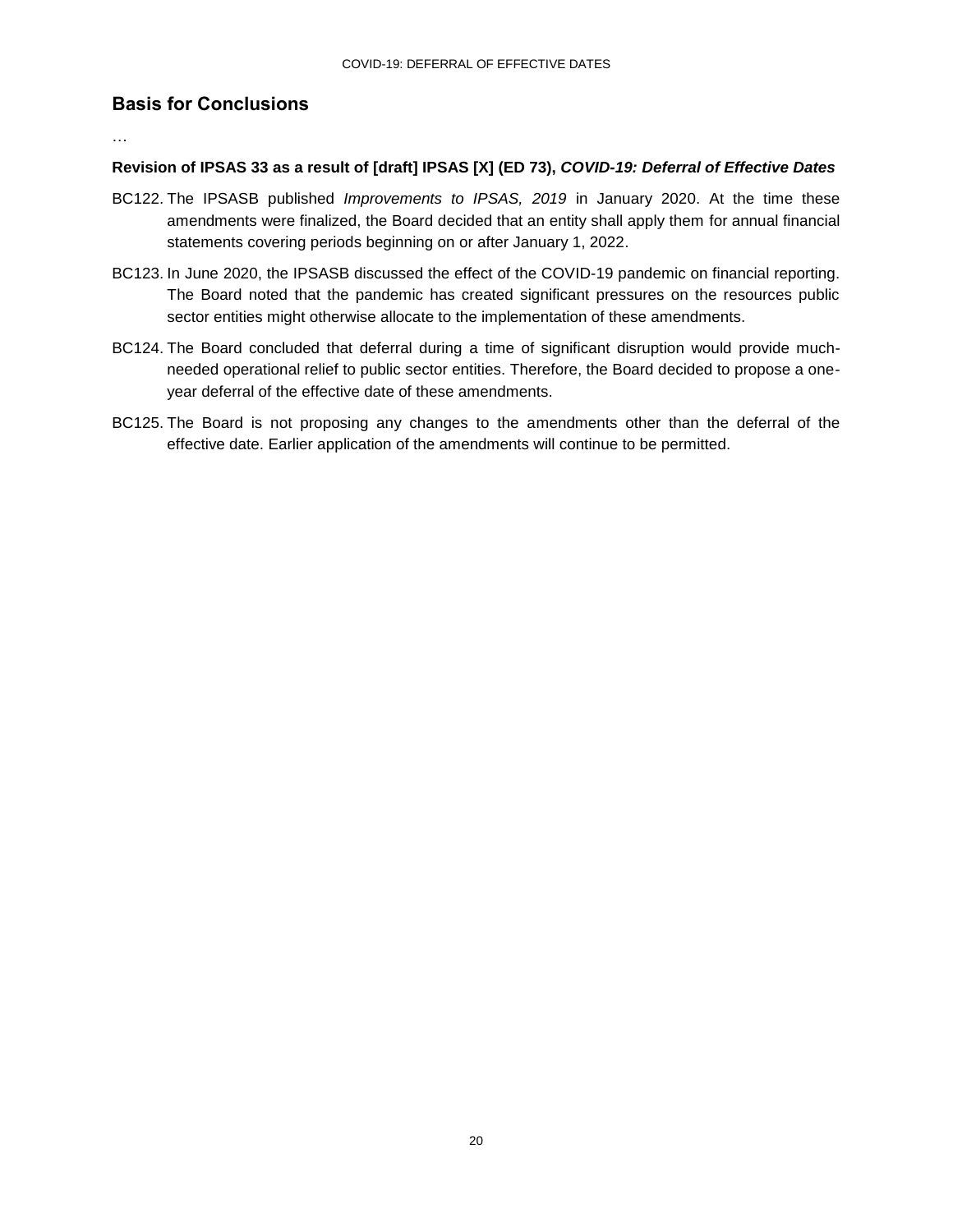## Basis for Conclusions

…

**Revision of IPSAS 33 as a result of [draft] IPSAS [X] (ED 73), *COVID-19: Deferral of Effective Dates***

BC122. The IPSASB published *Improvements to IPSAS, 2019* in January 2020. At the time these amendments were finalized, the Board decided that an entity shall apply them for annual financial statements covering periods beginning on or after January 1, 2022.

BC123. In June 2020, the IPSASB discussed the effect of the COVID-19 pandemic on financial reporting. The Board noted that the pandemic has created significant pressures on the resources public sector entities might otherwise allocate to the implementation of these amendments.

BC124. The Board concluded that deferral during a time of significant disruption would provide much-needed operational relief to public sector entities. Therefore, the Board decided to propose a one-year deferral of the effective date of these amendments.

BC125. The Board is not proposing any changes to the amendments other than the deferral of the effective date. Earlier application of the amendments will continue to be permitted.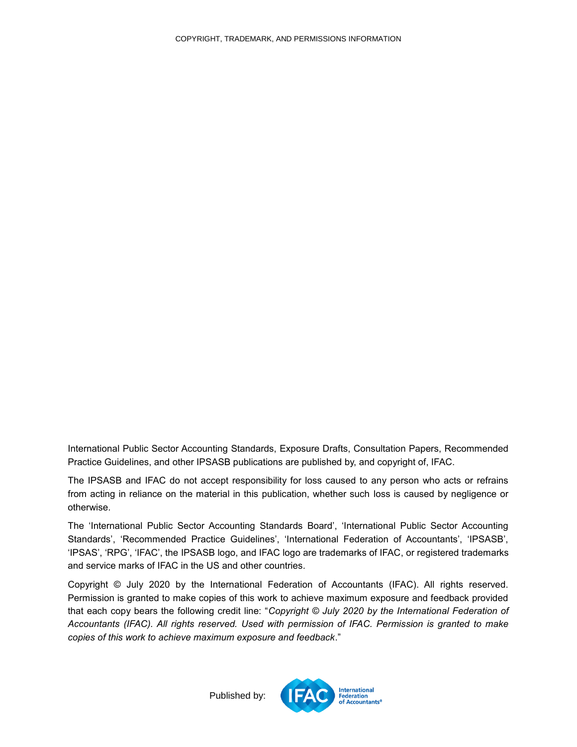COPYRIGHT, TRADEMARK, AND PERMISSIONS INFORMATION

International Public Sector Accounting Standards, Exposure Drafts, Consultation Papers, Recommended Practice Guidelines, and other IPSASB publications are published by, and copyright of, IFAC.

The IPSASB and IFAC do not accept responsibility for loss caused to any person who acts or refrains from acting in reliance on the material in this publication, whether such loss is caused by negligence or otherwise.

The 'International Public Sector Accounting Standards Board', 'International Public Sector Accounting Standards', 'Recommended Practice Guidelines', 'International Federation of Accountants', 'IPSASB', 'IPSAS', 'RPG', 'IFAC', the IPSASB logo, and IFAC logo are trademarks of IFAC, or registered trademarks and service marks of IFAC in the US and other countries.

Copyright © July 2020 by the International Federation of Accountants (IFAC). All rights reserved. Permission is granted to make copies of this work to achieve maximum exposure and feedback provided that each copy bears the following credit line: "*Copyright © July 2020 by the International Federation of Accountants (IFAC). All rights reserved. Used with permission of IFAC. Permission is granted to make copies of this work to achieve maximum exposure and feedback*."

Published by: IFAC International Federation of Accountants®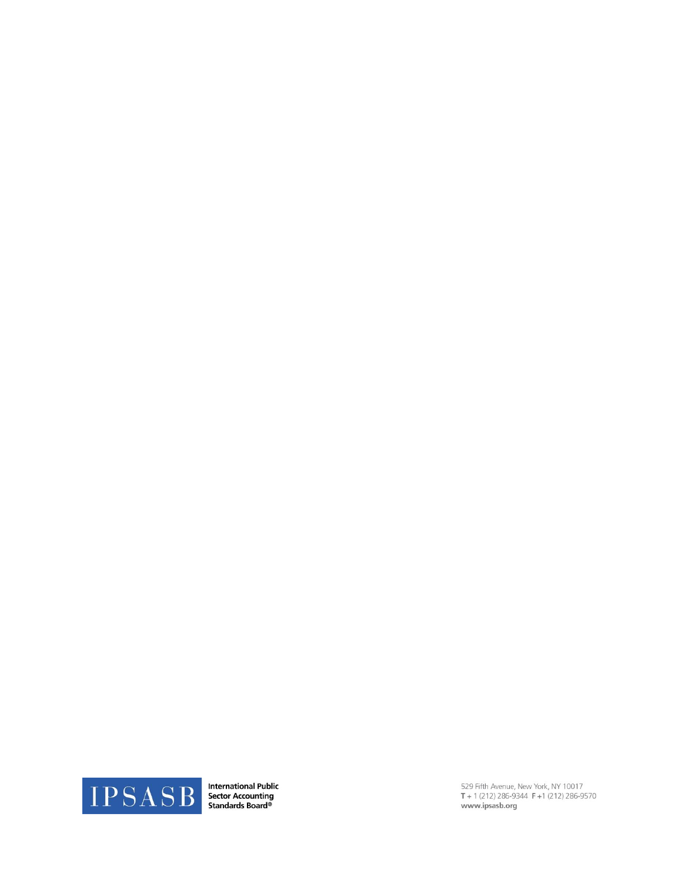IPSASB

International Public
Sector Accounting
Standards Board®

529 Fifth Avenue, New York, NY 10017
T + 1 (212) 286-9344 F +1 (212) 286-9570
www.ipsasb.org